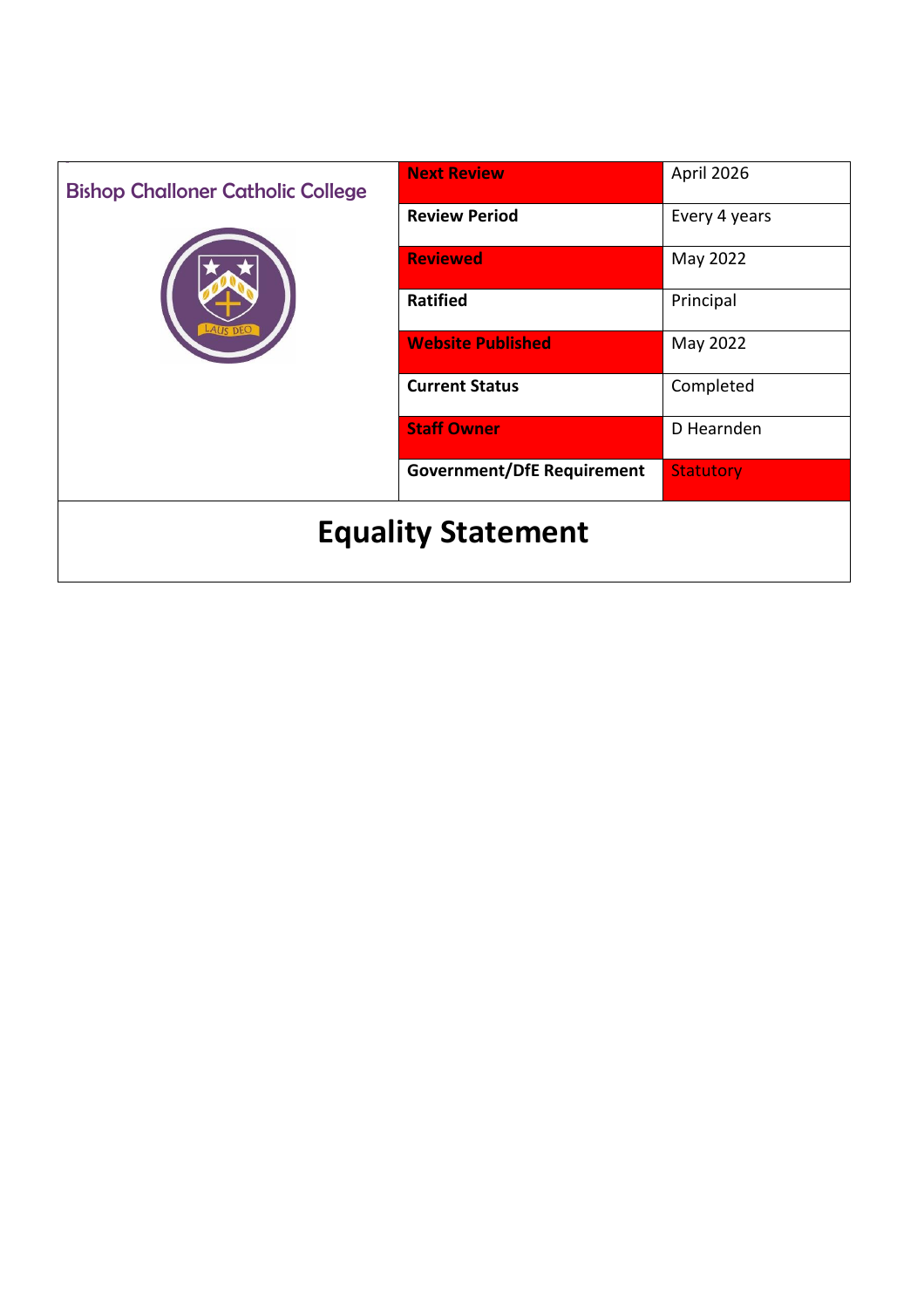| Bishop Challoner Catholic College | | |
|---|---|---|
| | **Next Review** | April 2026 |
| | **Review Period** | Every 4 years |
| | **Reviewed** | May 2022 |
| | **Ratified** | Principal |
| | **Website Published** | May 2022 |
| | **Current Status** | Completed |
| | **Staff Owner** | D Hearnden |
| | **Government/DfE Requirement** | Statutory |

# Equality Statement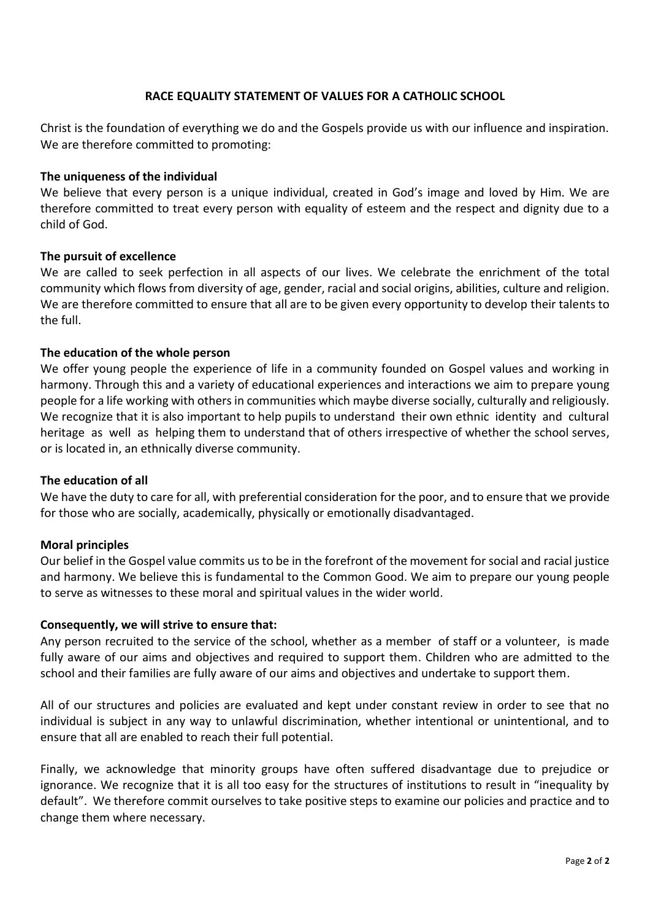# RACE EQUALITY STATEMENT OF VALUES FOR A CATHOLIC SCHOOL

Christ is the foundation of everything we do and the Gospels provide us with our influence and inspiration. We are therefore committed to promoting:

**The uniqueness of the individual**

We believe that every person is a unique individual, created in God's image and loved by Him. We are therefore committed to treat every person with equality of esteem and the respect and dignity due to a child of God.

**The pursuit of excellence**

We are called to seek perfection in all aspects of our lives. We celebrate the enrichment of the total community which flows from diversity of age, gender, racial and social origins, abilities, culture and religion. We are therefore committed to ensure that all are to be given every opportunity to develop their talents to the full.

**The education of the whole person**

We offer young people the experience of life in a community founded on Gospel values and working in harmony. Through this and a variety of educational experiences and interactions we aim to prepare young people for a life working with others in communities which maybe diverse socially, culturally and religiously. We recognize that it is also important to help pupils to understand their own ethnic identity and cultural heritage as well as helping them to understand that of others irrespective of whether the school serves, or is located in, an ethnically diverse community.

**The education of all**

We have the duty to care for all, with preferential consideration for the poor, and to ensure that we provide for those who are socially, academically, physically or emotionally disadvantaged.

**Moral principles**

Our belief in the Gospel value commits us to be in the forefront of the movement for social and racial justice and harmony. We believe this is fundamental to the Common Good. We aim to prepare our young people to serve as witnesses to these moral and spiritual values in the wider world.

**Consequently, we will strive to ensure that:**

Any person recruited to the service of the school, whether as a member of staff or a volunteer, is made fully aware of our aims and objectives and required to support them. Children who are admitted to the school and their families are fully aware of our aims and objectives and undertake to support them.

All of our structures and policies are evaluated and kept under constant review in order to see that no individual is subject in any way to unlawful discrimination, whether intentional or unintentional, and to ensure that all are enabled to reach their full potential.

Finally, we acknowledge that minority groups have often suffered disadvantage due to prejudice or ignorance. We recognize that it is all too easy for the structures of institutions to result in "inequality by default". We therefore commit ourselves to take positive steps to examine our policies and practice and to change them where necessary.